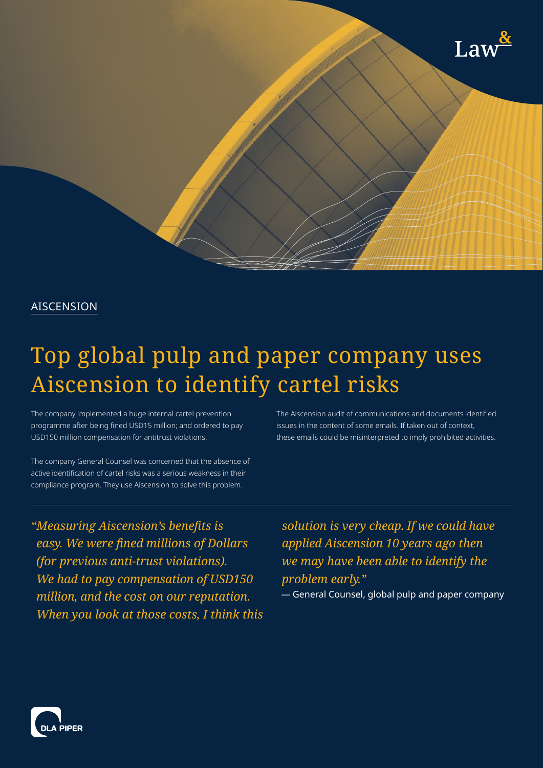AISCENSION

# Top global pulp and paper company uses Aiscension to identify cartel risks

The company implemented a huge internal cartel prevention programme after being fined USD15 million; and ordered to pay USD150 million compensation for antitrust violations.

The company General Counsel was concerned that the absence of active identification of cartel risks was a serious weakness in their compliance program. They use Aiscension to solve this problem.

The Aiscension audit of communications and documents identified issues in the content of some emails. If taken out of context, these emails could be misinterpreted to imply prohibited activities.

*"Measuring Aiscension's benefits is easy. We were fined millions of Dollars (for previous anti-trust violations). We had to pay compensation of USD150 million, and the cost on our reputation. When you look at those costs, I think this solution is very cheap. If we could have applied Aiscension 10 years ago then we may have been able to identify the problem early."*

— General Counsel, global pulp and paper company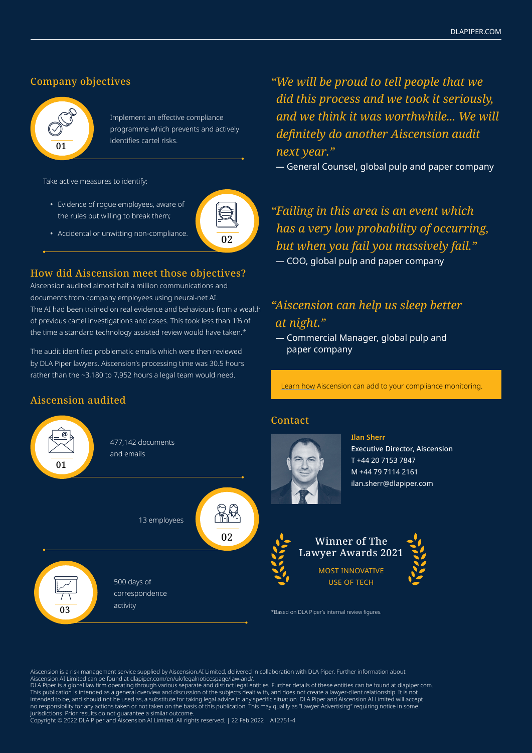## Company objectives

01

Implement an effective compliance programme which prevents and actively identifies cartel risks.

Take active measures to identify:

- Evidence of rogue employees, aware of the rules but willing to break them;
- Accidental or unwitting non-compliance.

02

## How did Aiscension meet those objectives?

Aiscension audited almost half a million communications and documents from company employees using neural-net AI. The AI had been trained on real evidence and behaviours from a wealth of previous cartel investigations and cases. This took less than 1% of the time a standard technology assisted review would have taken.*

The audit identified problematic emails which were then reviewed by DLA Piper lawyers. Aiscension's processing time was 30.5 hours rather than the ~3,180 to 7,952 hours a legal team would need.

## Aiscension audited

01

477,142 documents and emails

02

13 employees

03

500 days of correspondence activity

*"We will be proud to tell people that we did this process and we took it seriously, and we think it was worthwhile... We will definitely do another Aiscension audit next year."*

— General Counsel, global pulp and paper company

*"Failing in this area is an event which has a very low probability of occurring, but when you fail you massively fail."*

— COO, global pulp and paper company

*"Aiscension can help us sleep better at night."*

— Commercial Manager, global pulp and paper company

Learn how Aiscension can add to your compliance monitoring.

## Contact

**Ilan Sherr**
Executive Director, Aiscension
T +44 20 7153 7847
M +44 79 7114 2161
ilan.sherr@dlapiper.com

Winner of The Lawyer Awards 2021

MOST INNOVATIVE USE OF TECH

*Based on DLA Piper's internal review figures.

Aiscension is a risk management service supplied by Aiscension.AI Limited, delivered in collaboration with DLA Piper. Further information about Aiscension.AI Limited can be found at dlapiper.com/en/uk/legalnoticespage/law-and/.
DLA Piper is a global law firm operating through various separate and distinct legal entities. Further details of these entities can be found at dlapiper.com.
This publication is intended as a general overview and discussion of the subjects dealt with, and does not create a lawyer-client relationship. It is not intended to be, and should not be used as, a substitute for taking legal advice in any specific situation. DLA Piper and Aiscension.AI Limited will accept no responsibility for any actions taken or not taken on the basis of this publication. This may qualify as "Lawyer Advertising" requiring notice in some jurisdictions. Prior results do not guarantee a similar outcome.
Copyright © 2022 DLA Piper and Aiscension.AI Limited. All rights reserved. | 22 Feb 2022 | A12751-4